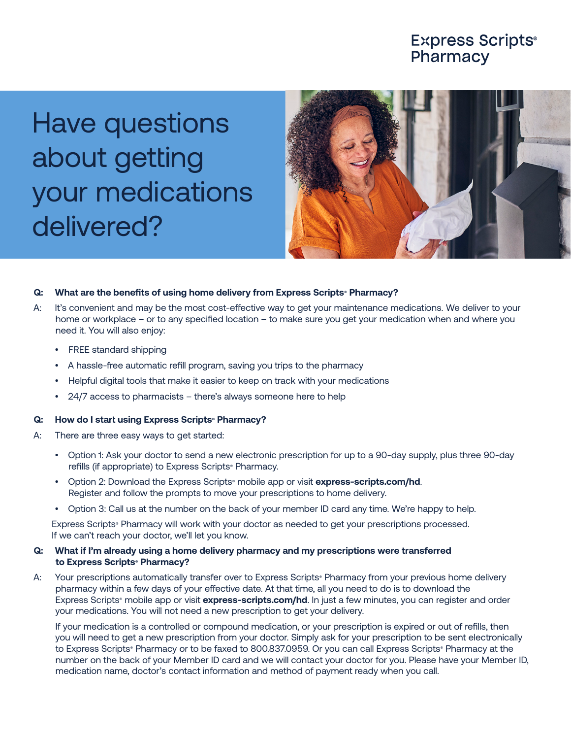Express Scripts®
Pharmacy

# Have questions about getting your medications delivered?

**Q: What are the benefits of using home delivery from Express Scripts® Pharmacy?**

A: It's convenient and may be the most cost-effective way to get your maintenance medications. We deliver to your home or workplace – or to any specified location – to make sure you get your medication when and where you need it. You will also enjoy:

- FREE standard shipping
- A hassle-free automatic refill program, saving you trips to the pharmacy
- Helpful digital tools that make it easier to keep on track with your medications
- 24/7 access to pharmacists – there's always someone here to help

**Q: How do I start using Express Scripts® Pharmacy?**

A: There are three easy ways to get started:

- Option 1: Ask your doctor to send a new electronic prescription for up to a 90-day supply, plus three 90-day refills (if appropriate) to Express Scripts® Pharmacy.
- Option 2: Download the Express Scripts® mobile app or visit **express-scripts.com/hd**. Register and follow the prompts to move your prescriptions to home delivery.
- Option 3: Call us at the number on the back of your member ID card any time. We're happy to help.

Express Scripts® Pharmacy will work with your doctor as needed to get your prescriptions processed. If we can't reach your doctor, we'll let you know.

**Q: What if I'm already using a home delivery pharmacy and my prescriptions were transferred to Express Scripts® Pharmacy?**

A: Your prescriptions automatically transfer over to Express Scripts® Pharmacy from your previous home delivery pharmacy within a few days of your effective date. At that time, all you need to do is to download the Express Scripts® mobile app or visit **express-scripts.com/hd**. In just a few minutes, you can register and order your medications. You will not need a new prescription to get your delivery.

If your medication is a controlled or compound medication, or your prescription is expired or out of refills, then you will need to get a new prescription from your doctor. Simply ask for your prescription to be sent electronically to Express Scripts® Pharmacy or to be faxed to 800.837.0959. Or you can call Express Scripts® Pharmacy at the number on the back of your Member ID card and we will contact your doctor for you. Please have your Member ID, medication name, doctor's contact information and method of payment ready when you call.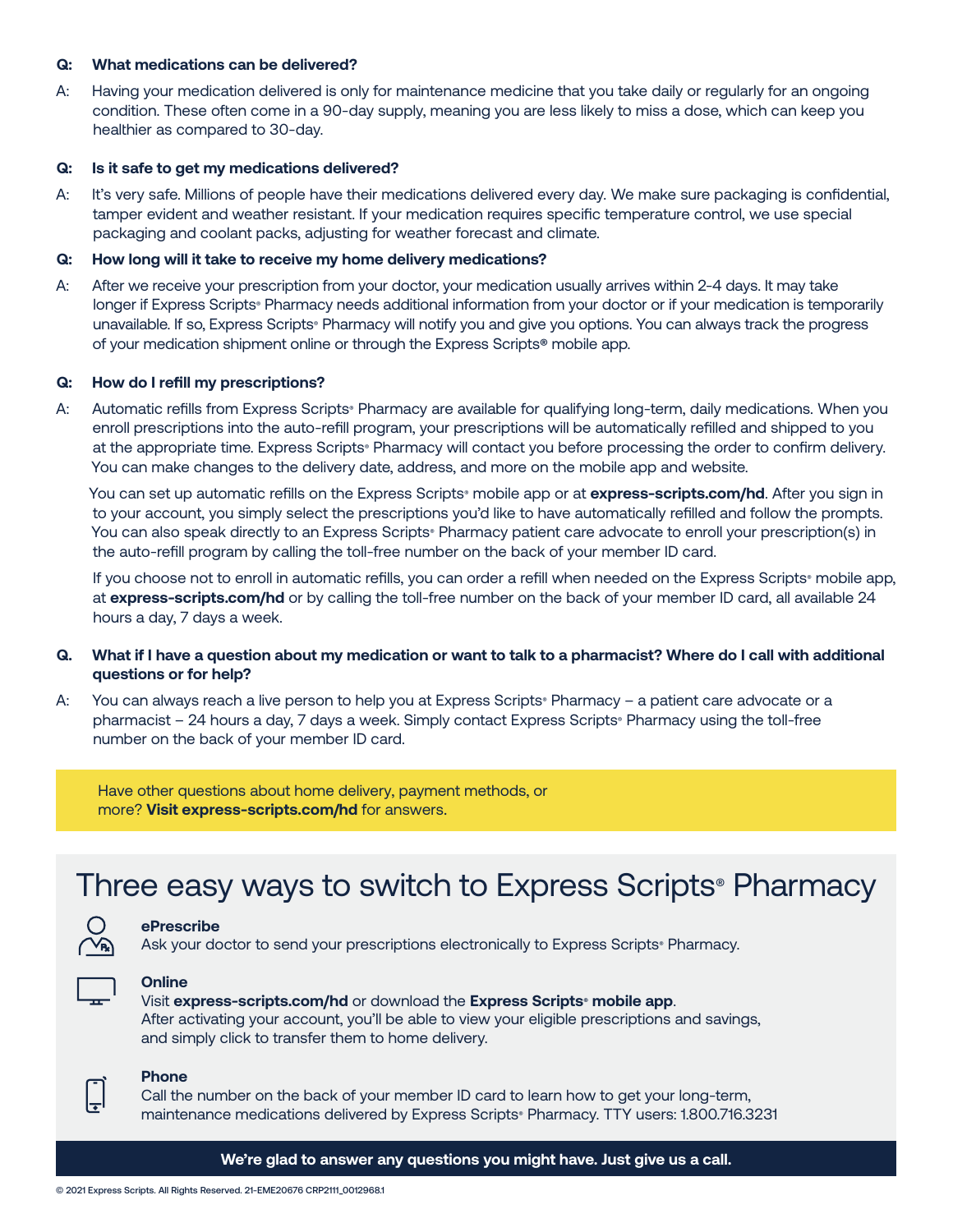**Q: What medications can be delivered?**

A: Having your medication delivered is only for maintenance medicine that you take daily or regularly for an ongoing condition. These often come in a 90-day supply, meaning you are less likely to miss a dose, which can keep you healthier as compared to 30-day.

**Q: Is it safe to get my medications delivered?**

A: It's very safe. Millions of people have their medications delivered every day. We make sure packaging is confidential, tamper evident and weather resistant. If your medication requires specific temperature control, we use special packaging and coolant packs, adjusting for weather forecast and climate.

**Q: How long will it take to receive my home delivery medications?**

A: After we receive your prescription from your doctor, your medication usually arrives within 2-4 days. It may take longer if Express Scripts® Pharmacy needs additional information from your doctor or if your medication is temporarily unavailable. If so, Express Scripts® Pharmacy will notify you and give you options. You can always track the progress of your medication shipment online or through the Express Scripts® mobile app.

**Q: How do I refill my prescriptions?**

A: Automatic refills from Express Scripts® Pharmacy are available for qualifying long-term, daily medications. When you enroll prescriptions into the auto-refill program, your prescriptions will be automatically refilled and shipped to you at the appropriate time. Express Scripts® Pharmacy will contact you before processing the order to confirm delivery. You can make changes to the delivery date, address, and more on the mobile app and website.

You can set up automatic refills on the Express Scripts® mobile app or at **express-scripts.com/hd**. After you sign in to your account, you simply select the prescriptions you'd like to have automatically refilled and follow the prompts. You can also speak directly to an Express Scripts® Pharmacy patient care advocate to enroll your prescription(s) in the auto-refill program by calling the toll-free number on the back of your member ID card.

If you choose not to enroll in automatic refills, you can order a refill when needed on the Express Scripts® mobile app, at **express-scripts.com/hd** or by calling the toll-free number on the back of your member ID card, all available 24 hours a day, 7 days a week.

**Q. What if I have a question about my medication or want to talk to a pharmacist? Where do I call with additional questions or for help?**

A: You can always reach a live person to help you at Express Scripts® Pharmacy – a patient care advocate or a pharmacist – 24 hours a day, 7 days a week. Simply contact Express Scripts® Pharmacy using the toll-free number on the back of your member ID card.

Have other questions about home delivery, payment methods, or more? **Visit express-scripts.com/hd** for answers.

## Three easy ways to switch to Express Scripts® Pharmacy

**ePrescribe**
Ask your doctor to send your prescriptions electronically to Express Scripts® Pharmacy.

**Online**
Visit **express-scripts.com/hd** or download the **Express Scripts® mobile app**.
After activating your account, you'll be able to view your eligible prescriptions and savings, and simply click to transfer them to home delivery.

**Phone**
Call the number on the back of your member ID card to learn how to get your long-term, maintenance medications delivered by Express Scripts® Pharmacy. TTY users: 1.800.716.3231

**We're glad to answer any questions you might have. Just give us a call.**

© 2021 Express Scripts. All Rights Reserved. 21-EME20676 CRP2111_0012968.1